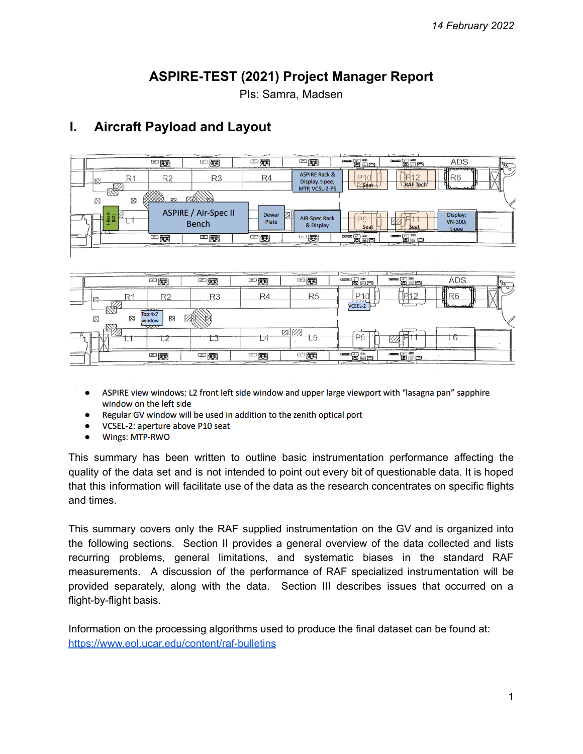# ASPIRE-TEST (2021) Project Manager Report

PIs: Samra, Madsen

## I. Aircraft Payload and Layout

- ASPIRE view windows: L2 front left side window and upper large viewport with "lasagna pan" sapphire window on the left side
- Regular GV window will be used in addition to the zenith optical port
- VCSEL-2: aperture above P10 seat
- Wings: MTP-RWO

This summary has been written to outline basic instrumentation performance affecting the quality of the data set and is not intended to point out every bit of questionable data. It is hoped that this information will facilitate use of the data as the research concentrates on specific flights and times.

This summary covers only the RAF supplied instrumentation on the GV and is organized into the following sections. Section II provides a general overview of the data collected and lists recurring problems, general limitations, and systematic biases in the standard RAF measurements. A discussion of the performance of RAF specialized instrumentation will be provided separately, along with the data. Section III describes issues that occurred on a flight-by-flight basis.

Information on the processing algorithms used to produce the final dataset can be found at: https://www.eol.ucar.edu/content/raf-bulletins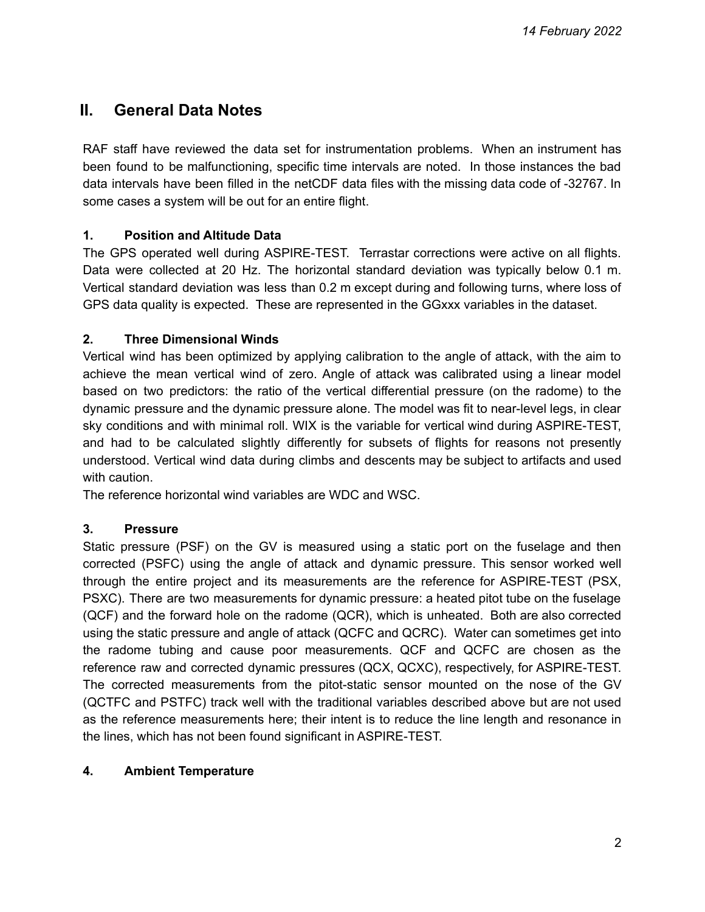## II. General Data Notes

RAF staff have reviewed the data set for instrumentation problems. When an instrument has been found to be malfunctioning, specific time intervals are noted. In those instances the bad data intervals have been filled in the netCDF data files with the missing data code of -32767. In some cases a system will be out for an entire flight.

### 1. Position and Altitude Data

The GPS operated well during ASPIRE-TEST. Terrastar corrections were active on all flights. Data were collected at 20 Hz. The horizontal standard deviation was typically below 0.1 m. Vertical standard deviation was less than 0.2 m except during and following turns, where loss of GPS data quality is expected. These are represented in the GGxxx variables in the dataset.

### 2. Three Dimensional Winds

Vertical wind has been optimized by applying calibration to the angle of attack, with the aim to achieve the mean vertical wind of zero. Angle of attack was calibrated using a linear model based on two predictors: the ratio of the vertical differential pressure (on the radome) to the dynamic pressure and the dynamic pressure alone. The model was fit to near-level legs, in clear sky conditions and with minimal roll. WIX is the variable for vertical wind during ASPIRE-TEST, and had to be calculated slightly differently for subsets of flights for reasons not presently understood. Vertical wind data during climbs and descents may be subject to artifacts and used with caution.

The reference horizontal wind variables are WDC and WSC.

### 3. Pressure

Static pressure (PSF) on the GV is measured using a static port on the fuselage and then corrected (PSFC) using the angle of attack and dynamic pressure. This sensor worked well through the entire project and its measurements are the reference for ASPIRE-TEST (PSX, PSXC). There are two measurements for dynamic pressure: a heated pitot tube on the fuselage (QCF) and the forward hole on the radome (QCR), which is unheated. Both are also corrected using the static pressure and angle of attack (QCFC and QCRC). Water can sometimes get into the radome tubing and cause poor measurements. QCF and QCFC are chosen as the reference raw and corrected dynamic pressures (QCX, QCXC), respectively, for ASPIRE-TEST. The corrected measurements from the pitot-static sensor mounted on the nose of the GV (QCTFC and PSTFC) track well with the traditional variables described above but are not used as the reference measurements here; their intent is to reduce the line length and resonance in the lines, which has not been found significant in ASPIRE-TEST.

### 4. Ambient Temperature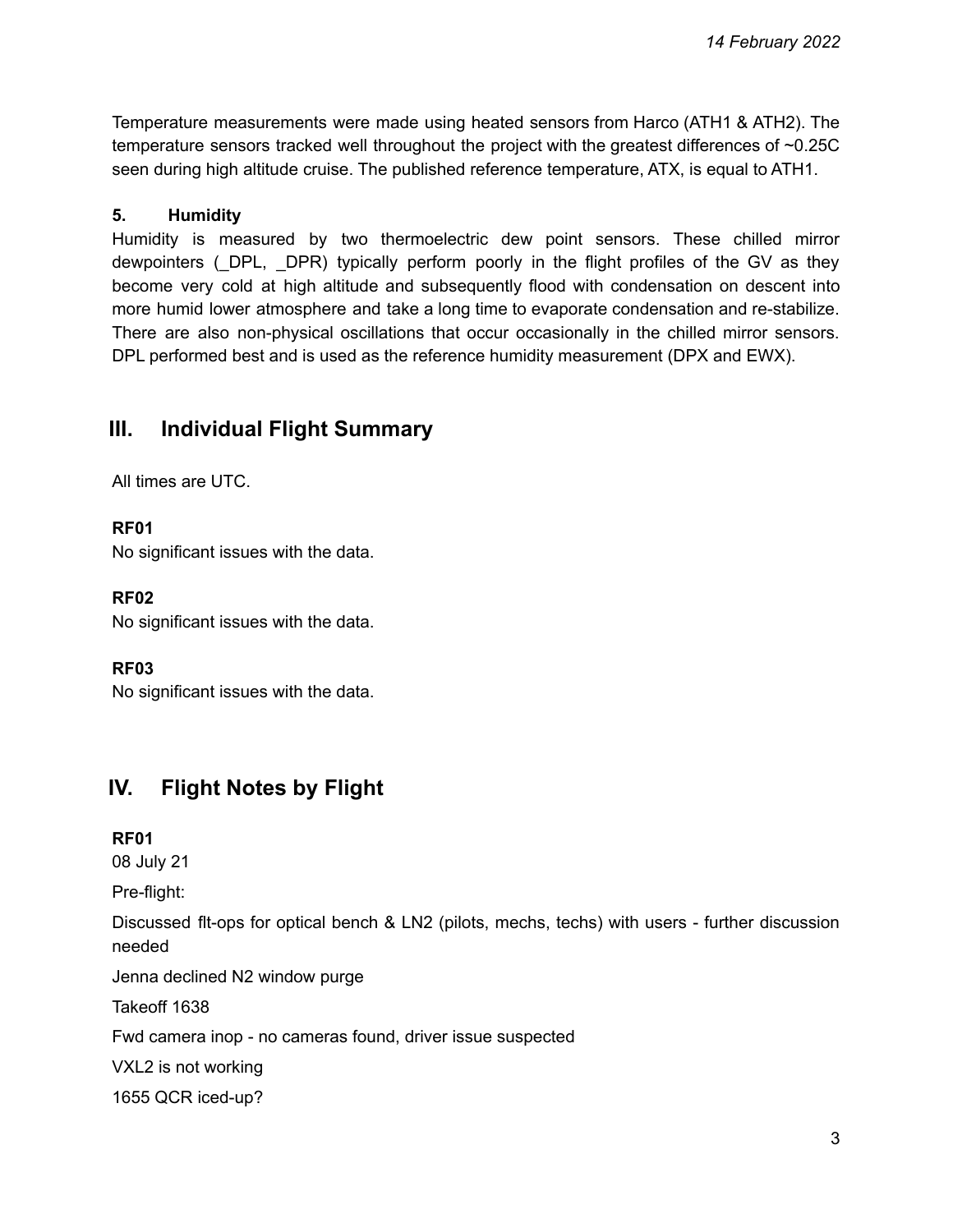Temperature measurements were made using heated sensors from Harco (ATH1 & ATH2). The temperature sensors tracked well throughout the project with the greatest differences of ~0.25C seen during high altitude cruise. The published reference temperature, ATX, is equal to ATH1.

### 5. Humidity

Humidity is measured by two thermoelectric dew point sensors. These chilled mirror dewpointers (_DPL, _DPR) typically perform poorly in the flight profiles of the GV as they become very cold at high altitude and subsequently flood with condensation on descent into more humid lower atmosphere and take a long time to evaporate condensation and re-stabilize. There are also non-physical oscillations that occur occasionally in the chilled mirror sensors. DPL performed best and is used as the reference humidity measurement (DPX and EWX).

## III. Individual Flight Summary

All times are UTC.

**RF01**

No significant issues with the data.

**RF02**

No significant issues with the data.

**RF03**

No significant issues with the data.

## IV. Flight Notes by Flight

**RF01**

08 July 21

Pre-flight:

Discussed flt-ops for optical bench & LN2 (pilots, mechs, techs) with users - further discussion needed

Jenna declined N2 window purge

Takeoff 1638

Fwd camera inop - no cameras found, driver issue suspected

VXL2 is not working

1655 QCR iced-up?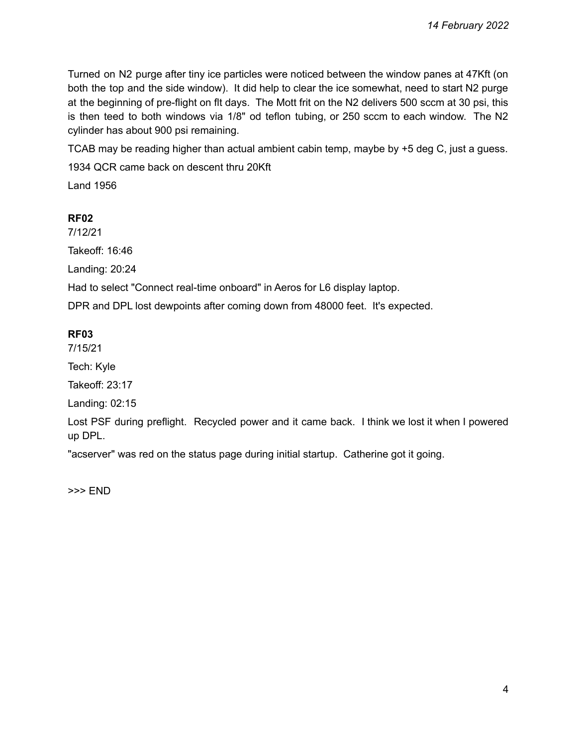Turned on N2 purge after tiny ice particles were noticed between the window panes at 47Kft (on both the top and the side window). It did help to clear the ice somewhat, need to start N2 purge at the beginning of pre-flight on flt days. The Mott frit on the N2 delivers 500 sccm at 30 psi, this is then teed to both windows via 1/8" od teflon tubing, or 250 sccm to each window. The N2 cylinder has about 900 psi remaining.

TCAB may be reading higher than actual ambient cabin temp, maybe by +5 deg C, just a guess.

1934 QCR came back on descent thru 20Kft

Land 1956

**RF02**

7/12/21

Takeoff: 16:46

Landing: 20:24

Had to select "Connect real-time onboard" in Aeros for L6 display laptop.

DPR and DPL lost dewpoints after coming down from 48000 feet. It's expected.

**RF03**

7/15/21

Tech: Kyle

Takeoff: 23:17

Landing: 02:15

Lost PSF during preflight. Recycled power and it came back. I think we lost it when I powered up DPL.

"acserver" was red on the status page during initial startup. Catherine got it going.

>>> END